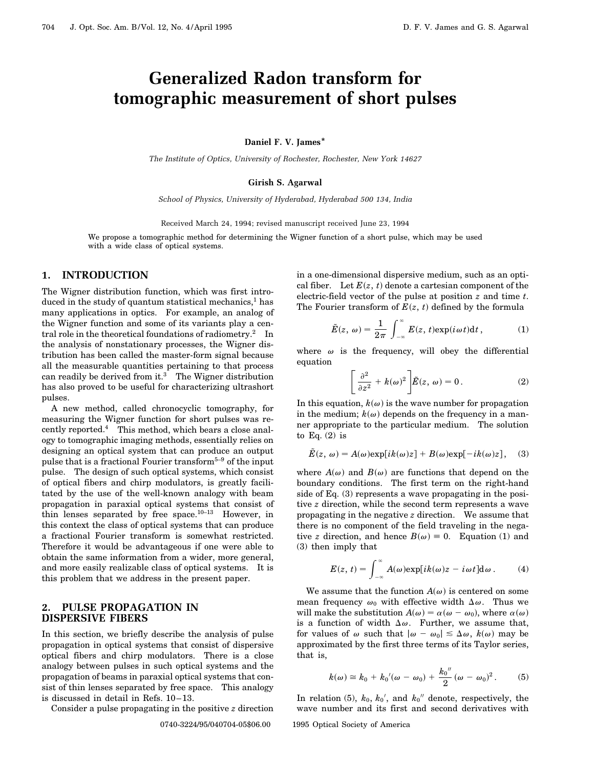# Generalized Radon transform for tomographic measurement of short pulses

**Daniel F. V. James***

*The Institute of Optics, University of Rochester, Rochester, New York 14627*

**Girish S. Agarwal**

*School of Physics, University of Hyderabad, Hyderabad 500 134, India*

Received March 24, 1994; revised manuscript received June 23, 1994

We propose a tomographic method for determining the Wigner function of a short pulse, which may be used with a wide class of optical systems.

## 1. INTRODUCTION

The Wigner distribution function, which was first introduced in the study of quantum statistical mechanics,[1] has many applications in optics. For example, an analog of the Wigner function and some of its variants play a central role in the theoretical foundations of radiometry.[2] In the analysis of nonstationary processes, the Wigner distribution has been called the master-form signal because all the measurable quantities pertaining to that process can readily be derived from it.[3] The Wigner distribution has also proved to be useful for characterizing ultrashort pulses.

A new method, called chronocyclic tomography, for measuring the Wigner function for short pulses was recently reported.[4] This method, which bears a close analogy to tomographic imaging methods, essentially relies on designing an optical system that can produce an output pulse that is a fractional Fourier transform[5–9] of the input pulse. The design of such optical systems, which consist of optical fibers and chirp modulators, is greatly facilitated by the use of the well-known analogy with beam propagation in paraxial optical systems that consist of thin lenses separated by free space.[10–13] However, in this context the class of optical systems that can produce a fractional Fourier transform is somewhat restricted. Therefore it would be advantageous if one were able to obtain the same information from a wider, more general, and more easily realizable class of optical systems. It is this problem that we address in the present paper.

## 2. PULSE PROPAGATION IN DISPERSIVE FIBERS

In this section, we briefly describe the analysis of pulse propagation in optical systems that consist of dispersive optical fibers and chirp modulators. There is a close analogy between pulses in such optical systems and the propagation of beams in paraxial optical systems that consist of thin lenses separated by free space. This analogy is discussed in detail in Refs. 10–13.

Consider a pulse propagating in the positive $z$ direction in a one-dimensional dispersive medium, such as an optical fiber. Let $E(z, t)$ denote a cartesian component of the electric-field vector of the pulse at position $z$ and time $t$. The Fourier transform of $E(z, t)$ defined by the formula

$$\tilde{E}(z, \omega) = \frac{1}{2\pi} \int_{-\infty}^{\infty} E(z, t) \exp(i\omega t) \mathrm{d}t, \tag{1}$$

where $\omega$ is the frequency, will obey the differential equation

$$\left[ \frac{\partial^2}{\partial z^2} + k(\omega)^2 \right] \tilde{E}(z, \omega) = 0. \tag{2}$$

In this equation, $k(\omega)$ is the wave number for propagation in the medium; $k(\omega)$ depends on the frequency in a manner appropriate to the particular medium. The solution to Eq. (2) is

$$\tilde{E}(z, \omega) = A(\omega) \exp[ik(\omega)z] + B(\omega) \exp[-ik(\omega)z], \tag{3}$$

where $A(\omega)$ and $B(\omega)$ are functions that depend on the boundary conditions. The first term on the right-hand side of Eq. (3) represents a wave propagating in the positive $z$ direction, while the second term represents a wave propagating in the negative $z$ direction. We assume that there is no component of the field traveling in the negative $z$ direction, and hence $B(\omega) \equiv 0$. Equation (1) and (3) then imply that

$$E(z, t) = \int_{-\infty}^{\infty} A(\omega) \exp[ik(\omega)z - i\omega t] \mathrm{d}\omega. \tag{4}$$

We assume that the function $A(\omega)$ is centered on some mean frequency $\omega_0$ with effective width $\Delta\omega$. Thus we will make the substitution $A(\omega) = \alpha(\omega - \omega_0)$, where $\alpha(\omega)$ is a function of width $\Delta\omega$. Further, we assume that, for values of $\omega$ such that $|\omega - \omega_0| \lesssim \Delta\omega$, $k(\omega)$ may be approximated by the first three terms of its Taylor series, that is,

$$k(\omega) \cong k_0 + k_0'(\omega - \omega_0) + \frac{k_0''}{2}(\omega - \omega_0)^2. \tag{5}$$

In relation (5), $k_0$, $k_0'$, and $k_0''$ denote, respectively, the wave number and its first and second derivatives with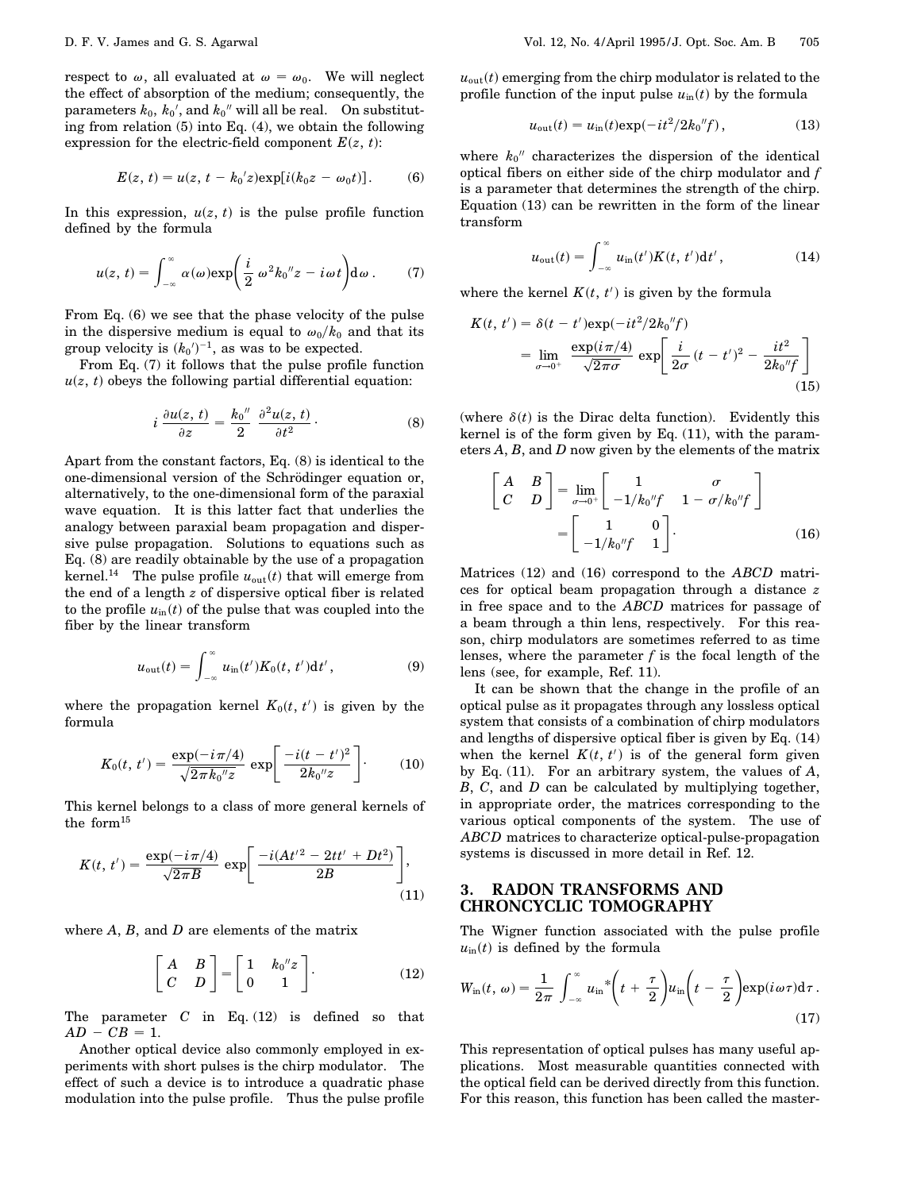respect to $\omega$, all evaluated at $\omega = \omega_0$. We will neglect the effect of absorption of the medium; consequently, the parameters $k_0$, $k_0'$, and $k_0''$ will all be real. On substituting from relation (5) into Eq. (4), we obtain the following expression for the electric-field component $E(z, t)$:

$$E(z, t) = u(z, t - k_0'z)\exp[i(k_0 z - \omega_0 t)]. \tag{6}$$

In this expression, $u(z, t)$ is the pulse profile function defined by the formula

$$u(z, t) = \int_{-\infty}^{\infty} \alpha(\omega)\exp\left(\frac{i}{2}\omega^2 k_0'' z - i\omega t\right)\mathrm{d}\omega . \tag{7}$$

From Eq. (6) we see that the phase velocity of the pulse in the dispersive medium is equal to $\omega_0/k_0$ and that its group velocity is $(k_0')^{-1}$, as was to be expected.

From Eq. (7) it follows that the pulse profile function $u(z, t)$ obeys the following partial differential equation:

$$i\frac{\partial u(z, t)}{\partial z} = \frac{k_0''}{2}\frac{\partial^2 u(z, t)}{\partial t^2} . \tag{8}$$

Apart from the constant factors, Eq. (8) is identical to the one-dimensional version of the Schrödinger equation or, alternatively, to the one-dimensional form of the paraxial wave equation. It is this latter fact that underlies the analogy between paraxial beam propagation and dispersive pulse propagation. Solutions to equations such as Eq. (8) are readily obtainable by the use of a propagation kernel.[14] The pulse profile $u_{\text{out}}(t)$ that will emerge from the end of a length $z$ of dispersive optical fiber is related to the profile $u_{\text{in}}(t)$ of the pulse that was coupled into the fiber by the linear transform

$$u_{\text{out}}(t) = \int_{-\infty}^{\infty} u_{\text{in}}(t')K_0(t, t')\mathrm{d}t' , \tag{9}$$

where the propagation kernel $K_0(t, t')$ is given by the formula

$$K_0(t, t') = \frac{\exp(-i\pi/4)}{\sqrt{2\pi k_0'' z}}\exp\left[\frac{-i(t - t')^2}{2k_0'' z}\right] . \tag{10}$$

This kernel belongs to a class of more general kernels of the form[15]

$$K(t, t') = \frac{\exp(-i\pi/4)}{\sqrt{2\pi B}}\exp\left[\frac{-i(At'^2 - 2tt' + Dt^2)}{2B}\right], \tag{11}$$

where $A$, $B$, and $D$ are elements of the matrix

$$\begin{bmatrix} A & B \\ C & D \end{bmatrix} = \begin{bmatrix} 1 & k_0'' z \\ 0 & 1 \end{bmatrix} . \tag{12}$$

The parameter $C$ in Eq. (12) is defined so that $AD - CB = 1$.

Another optical device also commonly employed in experiments with short pulses is the chirp modulator. The effect of such a device is to introduce a quadratic phase modulation into the pulse profile. Thus the pulse profile $u_{\text{out}}(t)$ emerging from the chirp modulator is related to the profile function of the input pulse $u_{\text{in}}(t)$ by the formula

$$u_{\text{out}}(t) = u_{\text{in}}(t)\exp(-it^2/2k_0'' f) , \tag{13}$$

where $k_0''$ characterizes the dispersion of the identical optical fibers on either side of the chirp modulator and $f$ is a parameter that determines the strength of the chirp. Equation (13) can be rewritten in the form of the linear transform

$$u_{\text{out}}(t) = \int_{-\infty}^{\infty} u_{\text{in}}(t')K(t, t')\mathrm{d}t' , \tag{14}$$

where the kernel $K(t, t')$ is given by the formula

$$\begin{aligned} K(t, t') &= \delta(t - t')\exp(-it^2/2k_0'' f) \\ &= \lim_{\sigma \to 0^+} \frac{\exp(i\pi/4)}{\sqrt{2\pi\sigma}}\exp\left[\frac{i}{2\sigma}(t - t')^2 - \frac{it^2}{2k_0'' f}\right] \end{aligned} \tag{15}$$

(where $\delta(t)$ is the Dirac delta function). Evidently this kernel is of the form given by Eq. (11), with the parameters $A$, $B$, and $D$ now given by the elements of the matrix

$$\begin{aligned} \begin{bmatrix} A & B \\ C & D \end{bmatrix} &= \lim_{\sigma \to 0^+}\begin{bmatrix} 1 & \sigma \\ -1/k_0'' f & 1 - \sigma/k_0'' f \end{bmatrix} \\ &= \begin{bmatrix} 1 & 0 \\ -1/k_0'' f & 1 \end{bmatrix} . \end{aligned} \tag{16}$$

Matrices (12) and (16) correspond to the *ABCD* matrices for optical beam propagation through a distance $z$ in free space and to the *ABCD* matrices for passage of a beam through a thin lens, respectively. For this reason, chirp modulators are sometimes referred to as time lenses, where the parameter $f$ is the focal length of the lens (see, for example, Ref. 11).

It can be shown that the change in the profile of an optical pulse as it propagates through any lossless optical system that consists of a combination of chirp modulators and lengths of dispersive optical fiber is given by Eq. (14) when the kernel $K(t, t')$ is of the general form given by Eq. (11). For an arbitrary system, the values of $A$, $B$, $C$, and $D$ can be calculated by multiplying together, in appropriate order, the matrices corresponding to the various optical components of the system. The use of *ABCD* matrices to characterize optical-pulse-propagation systems is discussed in more detail in Ref. 12.

## 3. RADON TRANSFORMS AND CHRONCYCLIC TOMOGRAPHY

The Wigner function associated with the pulse profile $u_{\text{in}}(t)$ is defined by the formula

$$W_{\text{in}}(t, \omega) = \frac{1}{2\pi}\int_{-\infty}^{\infty} u_{\text{in}}^*\left(t + \frac{\tau}{2}\right)u_{\text{in}}\left(t - \frac{\tau}{2}\right)\exp(i\omega\tau)\mathrm{d}\tau . \tag{17}$$

This representation of optical pulses has many useful applications. Most measurable quantities connected with the optical field can be derived directly from this function. For this reason, this function has been called the master-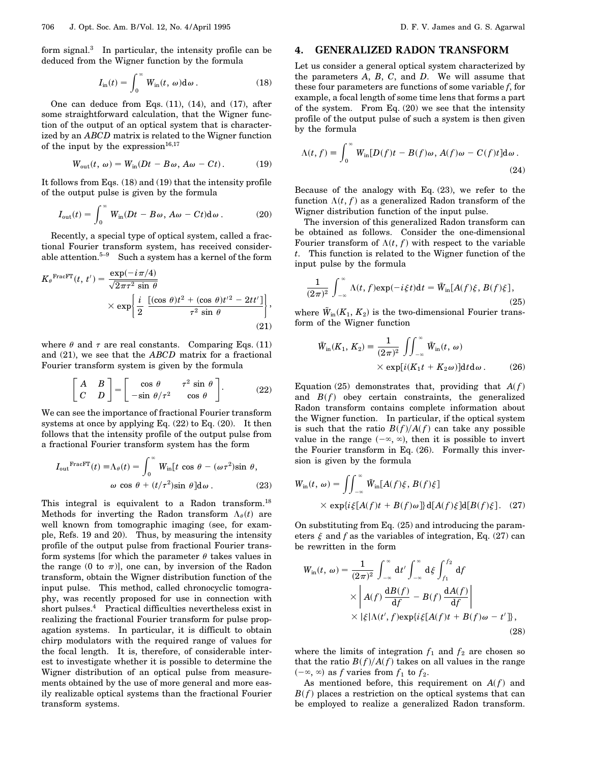form signal.[3] In particular, the intensity profile can be deduced from the Wigner function by the formula

$$I_{\text{in}}(t) = \int_0^\infty W_{\text{in}}(t, \omega)\mathrm{d}\omega\,. \tag{18}$$

One can deduce from Eqs. (11), (14), and (17), after some straightforward calculation, that the Wigner function of the output of an optical system that is characterized by an *ABCD* matrix is related to the Wigner function of the input by the expression[16,17]

$$W_{\text{out}}(t, \omega) = W_{\text{in}}(Dt - B\omega, A\omega - Ct)\,. \tag{19}$$

It follows from Eqs. (18) and (19) that the intensity profile of the output pulse is given by the formula

$$I_{\text{out}}(t) = \int_0^\infty W_{\text{in}}(Dt - B\omega, A\omega - Ct)\mathrm{d}\omega\,. \tag{20}$$

Recently, a special type of optical system, called a fractional Fourier transform system, has received considerable attention.[5–9] Such a system has a kernel of the form

$$K_\theta^{\text{FracFT}}(t, t') = \frac{\exp(-i\pi/4)}{\sqrt{2\pi\tau^2 \sin\theta}} \times \exp\left\{\frac{i}{2}\,\frac{[(\cos\theta)t^2 + (\cos\theta)t'^2 - 2tt']}{\tau^2 \sin\theta}\right\}, \tag{21}$$

where $\theta$ and $\tau$ are real constants. Comparing Eqs. (11) and (21), we see that the *ABCD* matrix for a fractional Fourier transform system is given by the formula

$$\begin{bmatrix} A & B \\ C & D \end{bmatrix} = \begin{bmatrix} \cos\theta & \tau^2 \sin\theta \\ -\sin\theta/\tau^2 & \cos\theta \end{bmatrix}. \tag{22}$$

We can see the importance of fractional Fourier transform systems at once by applying Eq. (22) to Eq. (20). It then follows that the intensity profile of the output pulse from a fractional Fourier transform system has the form

$$I_{\text{out}}^{\text{FracFT}}(t) \equiv \Lambda_\theta(t) = \int_0^\infty W_{\text{in}}[t\cos\theta - (\omega\tau^2)\sin\theta,\; \omega\cos\theta + (t/\tau^2)\sin\theta]\mathrm{d}\omega\,. \tag{23}$$

This integral is equivalent to a Radon transform.[18] Methods for inverting the Radon transform $\Lambda_\theta(t)$ are well known from tomographic imaging (see, for example, Refs. 19 and 20). Thus, by measuring the intensity profile of the output pulse from fractional Fourier transform systems [for which the parameter $\theta$ takes values in the range (0 to $\pi$)], one can, by inversion of the Radon transform, obtain the Wigner distribution function of the input pulse. This method, called chronocyclic tomography, was recently proposed for use in connection with short pulses.[4] Practical difficulties nevertheless exist in realizing the fractional Fourier transform for pulse propagation systems. In particular, it is difficult to obtain chirp modulators with the required range of values for the focal length. It is, therefore, of considerable interest to investigate whether it is possible to determine the Wigner distribution of an optical pulse from measurements obtained by the use of more general and more easily realizable optical systems than the fractional Fourier transform systems.

## 4. GENERALIZED RADON TRANSFORM

Let us consider a general optical system characterized by the parameters $A$, $B$, $C$, and $D$. We will assume that these four parameters are functions of some variable $f$, for example, a focal length of some time lens that forms a part of the system. From Eq. (20) we see that the intensity profile of the output pulse of such a system is then given by the formula

$$\Lambda(t, f) \equiv \int_0^\infty W_{\text{in}}[D(f)t - B(f)\omega,\; A(f)\omega - C(f)t]\mathrm{d}\omega\,. \tag{24}$$

Because of the analogy with Eq. (23), we refer to the function $\Lambda(t, f)$ as a generalized Radon transform of the Wigner distribution function of the input pulse.

The inversion of this generalized Radon transform can be obtained as follows. Consider the one-dimensional Fourier transform of $\Lambda(t, f)$ with respect to the variable $t$. This function is related to the Wigner function of the input pulse by the formula

$$\frac{1}{(2\pi)^2}\int_{-\infty}^{\infty} \Lambda(t, f)\exp(-i\xi t)\mathrm{d}t = \tilde{W}_{\text{in}}[A(f)\xi, B(f)\xi]\,, \tag{25}$$

where $\tilde{W}_{\text{in}}(K_1, K_2)$ is the two-dimensional Fourier transform of the Wigner function

$$\tilde{W}_{\text{in}}(K_1, K_2) \equiv \frac{1}{(2\pi)^2}\iint_{-\infty}^{\infty} \tilde{W}_{\text{in}}(t, \omega) \times \exp[i(K_1 t + K_2\omega)]\mathrm{d}t\mathrm{d}\omega\,. \tag{26}$$

Equation (25) demonstrates that, providing that $A(f)$ and $B(f)$ obey certain constraints, the generalized Radon transform contains complete information about the Wigner function. In particular, if the optical system is such that the ratio $B(f)/A(f)$ can take any possible value in the range $(-\infty, \infty)$, then it is possible to invert the Fourier transform in Eq. (26). Formally this inversion is given by the formula

$$W_{\text{in}}(t, \omega) = \iint_{-\infty}^{\infty} \tilde{W}_{\text{in}}[A(f)\xi, B(f)\xi] \times \exp\{i\xi[A(f)t + B(f)\omega]\}\mathrm{d}[A(f)\xi]\mathrm{d}[B(f)\xi]\,. \tag{27}$$

On substituting from Eq. (25) and introducing the parameters $\xi$ and $f$ as the variables of integration, Eq. (27) can be rewritten in the form

$$W_{\text{in}}(t, \omega) = \frac{1}{(2\pi)^2}\int_{-\infty}^{\infty}\mathrm{d}t'\int_{-\infty}^{\infty}\mathrm{d}\xi\int_{f_1}^{f_2}\mathrm{d}f \times \left|A(f)\frac{\mathrm{d}B(f)}{\mathrm{d}f} - B(f)\frac{\mathrm{d}A(f)}{\mathrm{d}f}\right| \times |\xi|\Lambda(t', f)\exp\{i\xi[A(f)t + B(f)\omega - t']\}\,, \tag{28}$$

where the limits of integration $f_1$ and $f_2$ are chosen so that the ratio $B(f)/A(f)$ takes on all values in the range $(-\infty, \infty)$ as $f$ varies from $f_1$ to $f_2$.

As mentioned before, this requirement on $A(f)$ and $B(f)$ places a restriction on the optical systems that can be employed to realize a generalized Radon transform.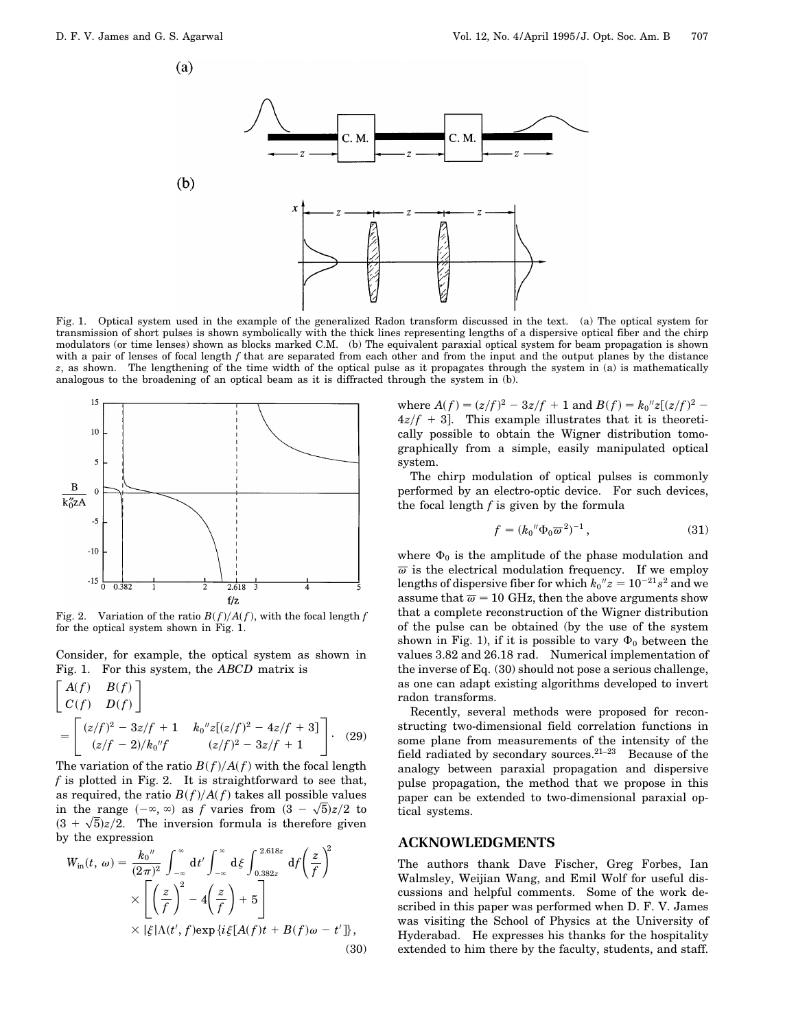Fig. 1. Optical system used in the example of the generalized Radon transform discussed in the text. (a) The optical system for transmission of short pulses is shown symbolically with the thick lines representing lengths of a dispersive optical fiber and the chirp modulators (or time lenses) shown as blocks marked C.M. (b) The equivalent paraxial optical system for beam propagation is shown with a pair of lenses of focal length $f$ that are separated from each other and from the input and the output planes by the distance $z$, as shown. The lengthening of the time width of the optical pulse as it propagates through the system in (a) is mathematically analogous to the broadening of an optical beam as it is diffracted through the system in (b).

Fig. 2. Variation of the ratio $B(f)/A(f)$, with the focal length $f$ for the optical system shown in Fig. 1.

Consider, for example, the optical system as shown in Fig. 1. For this system, the *ABCD* matrix is

$$\begin{bmatrix} A(f) & B(f) \\ C(f) & D(f) \end{bmatrix} = \begin{bmatrix} (z/f)^2 - 3z/f + 1 & k_0''z[(z/f)^2 - 4z/f + 3] \\ (z/f - 2)/k_0''f & (z/f)^2 - 3z/f + 1 \end{bmatrix}. \quad (29)$$

The variation of the ratio $B(f)/A(f)$ with the focal length $f$ is plotted in Fig. 2. It is straightforward to see that, as required, the ratio $B(f)/A(f)$ takes all possible values in the range $(-\infty, \infty)$ as $f$ varies from $(3 - \sqrt{5})z/2$ to $(3 + \sqrt{5})z/2$. The inversion formula is therefore given by the expression

$$W_{\text{in}}(t, \omega) = \frac{k_0''}{(2\pi)^2} \int_{-\infty}^{\infty} \mathrm{d}t' \int_{-\infty}^{\infty} \mathrm{d}\xi \int_{0.382z}^{2.618z} \mathrm{d}f \left(\frac{z}{f}\right)^2 \times \left[\left(\frac{z}{f}\right)^2 - 4\left(\frac{z}{f}\right) + 5\right] \times |\xi| \Lambda(t', f) \exp\{i\xi[A(f)t + B(f)\omega - t']\}, \quad (30)$$

where $A(f) = (z/f)^2 - 3z/f + 1$ and $B(f) = k_0''z[(z/f)^2 - 4z/f + 3]$. This example illustrates that it is theoretically possible to obtain the Wigner distribution tomographically from a simple, easily manipulated optical system.

The chirp modulation of optical pulses is commonly performed by an electro-optic device. For such devices, the focal length $f$ is given by the formula

$$f = (k_0''\Phi_0\varpi^2)^{-1}, \quad (31)$$

where $\Phi_0$ is the amplitude of the phase modulation and $\varpi$ is the electrical modulation frequency. If we employ lengths of dispersive fiber for which $k_0''z = 10^{-21} s^2$ and we assume that $\varpi = 10$ GHz, then the above arguments show that a complete reconstruction of the Wigner distribution of the pulse can be obtained (by the use of the system shown in Fig. 1), if it is possible to vary $\Phi_0$ between the values 3.82 and 26.18 rad. Numerical implementation of the inverse of Eq. (30) should not pose a serious challenge, as one can adapt existing algorithms developed to invert radon transforms.

Recently, several methods were proposed for reconstructing two-dimensional field correlation functions in some plane from measurements of the intensity of the field radiated by secondary sources.[21–23] Because of the analogy between paraxial propagation and dispersive pulse propagation, the method that we propose in this paper can be extended to two-dimensional paraxial optical systems.

## ACKNOWLEDGMENTS

The authors thank Dave Fischer, Greg Forbes, Ian Walmsley, Weijian Wang, and Emil Wolf for useful discussions and helpful comments. Some of the work described in this paper was performed when D. F. V. James was visiting the School of Physics at the University of Hyderabad. He expresses his thanks for the hospitality extended to him there by the faculty, students, and staff.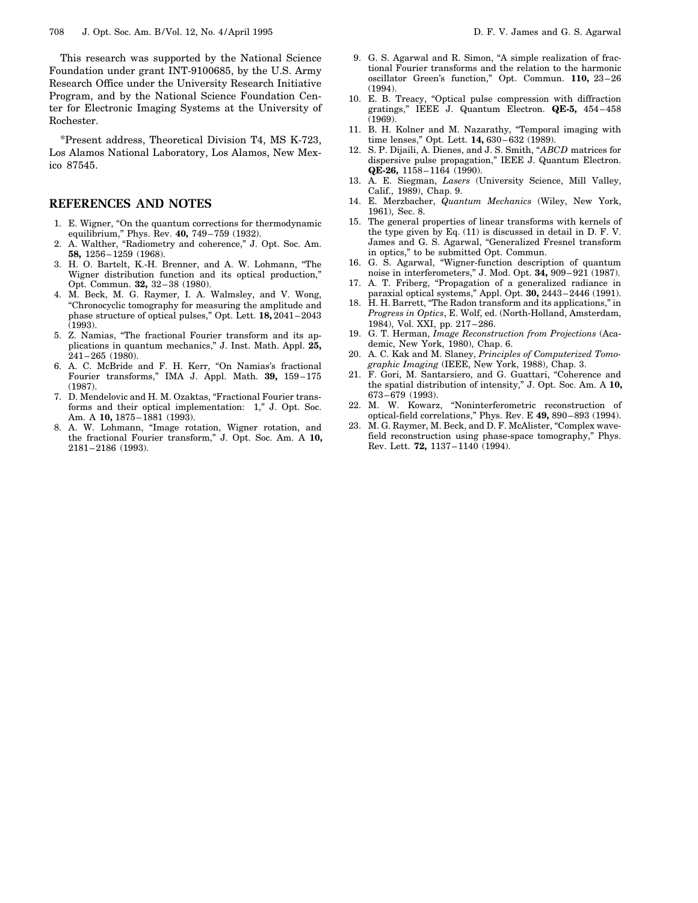This research was supported by the National Science Foundation under grant INT-9100685, by the U.S. Army Research Office under the University Research Initiative Program, and by the National Science Foundation Center for Electronic Imaging Systems at the University of Rochester.

*Present address, Theoretical Division T4, MS K-723, Los Alamos National Laboratory, Los Alamos, New Mexico 87545.

## REFERENCES AND NOTES

1. E. Wigner, "On the quantum corrections for thermodynamic equilibrium," Phys. Rev. **40,** 749–759 (1932).
2. A. Walther, "Radiometry and coherence," J. Opt. Soc. Am. **58,** 1256–1259 (1968).
3. H. O. Bartelt, K.-H. Brenner, and A. W. Lohmann, "The Wigner distribution function and its optical production," Opt. Commun. **32,** 32–38 (1980).
4. M. Beck, M. G. Raymer, I. A. Walmsley, and V. Wong, "Chronocyclic tomography for measuring the amplitude and phase structure of optical pulses," Opt. Lett. **18,** 2041–2043 (1993).
5. Z. Namias, "The fractional Fourier transform and its applications in quantum mechanics," J. Inst. Math. Appl. **25,** 241–265 (1980).
6. A. C. McBride and F. H. Kerr, "On Namias's fractional Fourier transforms," IMA J. Appl. Math. **39,** 159–175 (1987).
7. D. Mendelovic and H. M. Ozaktas, "Fractional Fourier transforms and their optical implementation: 1," J. Opt. Soc. Am. A **10,** 1875–1881 (1993).
8. A. W. Lohmann, "Image rotation, Wigner rotation, and the fractional Fourier transform," J. Opt. Soc. Am. A **10,** 2181–2186 (1993).
9. G. S. Agarwal and R. Simon, "A simple realization of fractional Fourier transforms and the relation to the harmonic oscillator Green's function," Opt. Commun. **110,** 23–26 (1994).
10. E. B. Treacy, "Optical pulse compression with diffraction gratings," IEEE J. Quantum Electron. **QE-5,** 454–458 (1969).
11. B. H. Kolner and M. Nazarathy, "Temporal imaging with time lenses," Opt. Lett. **14,** 630–632 (1989).
12. S. P. Dijaili, A. Dienes, and J. S. Smith, "*ABCD* matrices for dispersive pulse propagation," IEEE J. Quantum Electron. **QE-26,** 1158–1164 (1990).
13. A. E. Siegman, *Lasers* (University Science, Mill Valley, Calif., 1989), Chap. 9.
14. E. Merzbacher, *Quantum Mechanics* (Wiley, New York, 1961), Sec. 8.
15. The general properties of linear transforms with kernels of the type given by Eq. (11) is discussed in detail in D. F. V. James and G. S. Agarwal, "Generalized Fresnel transform in optics," to be submitted Opt. Commun.
16. G. S. Agarwal, "Wigner-function description of quantum noise in interferometers," J. Mod. Opt. **34,** 909–921 (1987).
17. A. T. Friberg, "Propagation of a generalized radiance in paraxial optical systems," Appl. Opt. **30,** 2443–2446 (1991).
18. H. H. Barrett, "The Radon transform and its applications," in *Progress in Optics*, E. Wolf, ed. (North-Holland, Amsterdam, 1984), Vol. XXI, pp. 217–286.
19. G. T. Herman, *Image Reconstruction from Projections* (Academic, New York, 1980), Chap. 6.
20. A. C. Kak and M. Slaney, *Principles of Computerized Tomographic Imaging* (IEEE, New York, 1988), Chap. 3.
21. F. Gori, M. Santarsiero, and G. Guattari, "Coherence and the spatial distribution of intensity," J. Opt. Soc. Am. A **10,** 673–679 (1993).
22. M. W. Kowarz, "Noninterferometric reconstruction of optical-field correlations," Phys. Rev. E **49,** 890–893 (1994).
23. M. G. Raymer, M. Beck, and D. F. McAlister, "Complex wavefield reconstruction using phase-space tomography," Phys. Rev. Lett. **72,** 1137–1140 (1994).